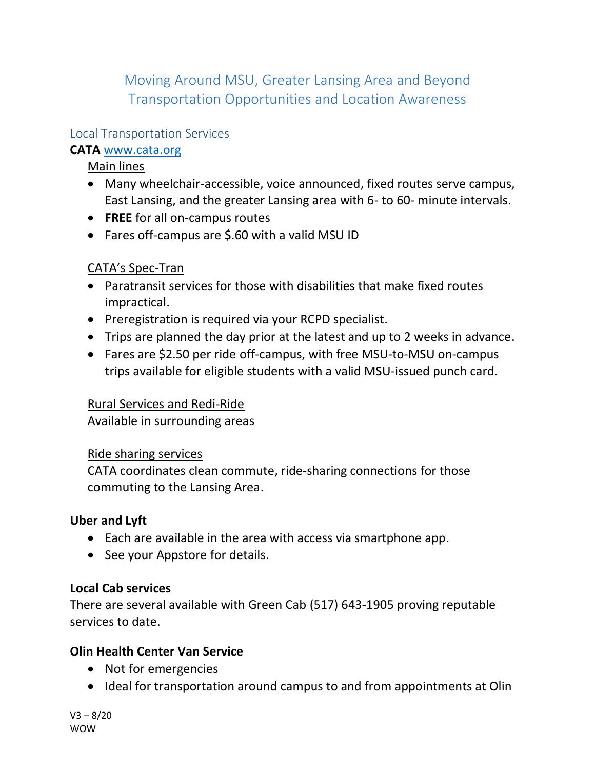# Moving Around MSU, Greater Lansing Area and Beyond
# Transportation Opportunities and Location Awareness

## Local Transportation Services

**CATA** [www.cata.org](http://www.cata.org)

Main lines

- Many wheelchair-accessible, voice announced, fixed routes serve campus, East Lansing, and the greater Lansing area with 6- to 60- minute intervals.
- **FREE** for all on-campus routes
- Fares off-campus are $.60 with a valid MSU ID

CATA's Spec-Tran

- Paratransit services for those with disabilities that make fixed routes impractical.
- Preregistration is required via your RCPD specialist.
- Trips are planned the day prior at the latest and up to 2 weeks in advance.
- Fares are $2.50 per ride off-campus, with free MSU-to-MSU on-campus trips available for eligible students with a valid MSU-issued punch card.

Rural Services and Redi-Ride

Available in surrounding areas

Ride sharing services

CATA coordinates clean commute, ride-sharing connections for those commuting to the Lansing Area.

**Uber and Lyft**

- Each are available in the area with access via smartphone app.
- See your Appstore for details.

**Local Cab services**

There are several available with Green Cab (517) 643-1905 proving reputable services to date.

**Olin Health Center Van Service**

- Not for emergencies
- Ideal for transportation around campus to and from appointments at Olin

V3 – 8/20
WOW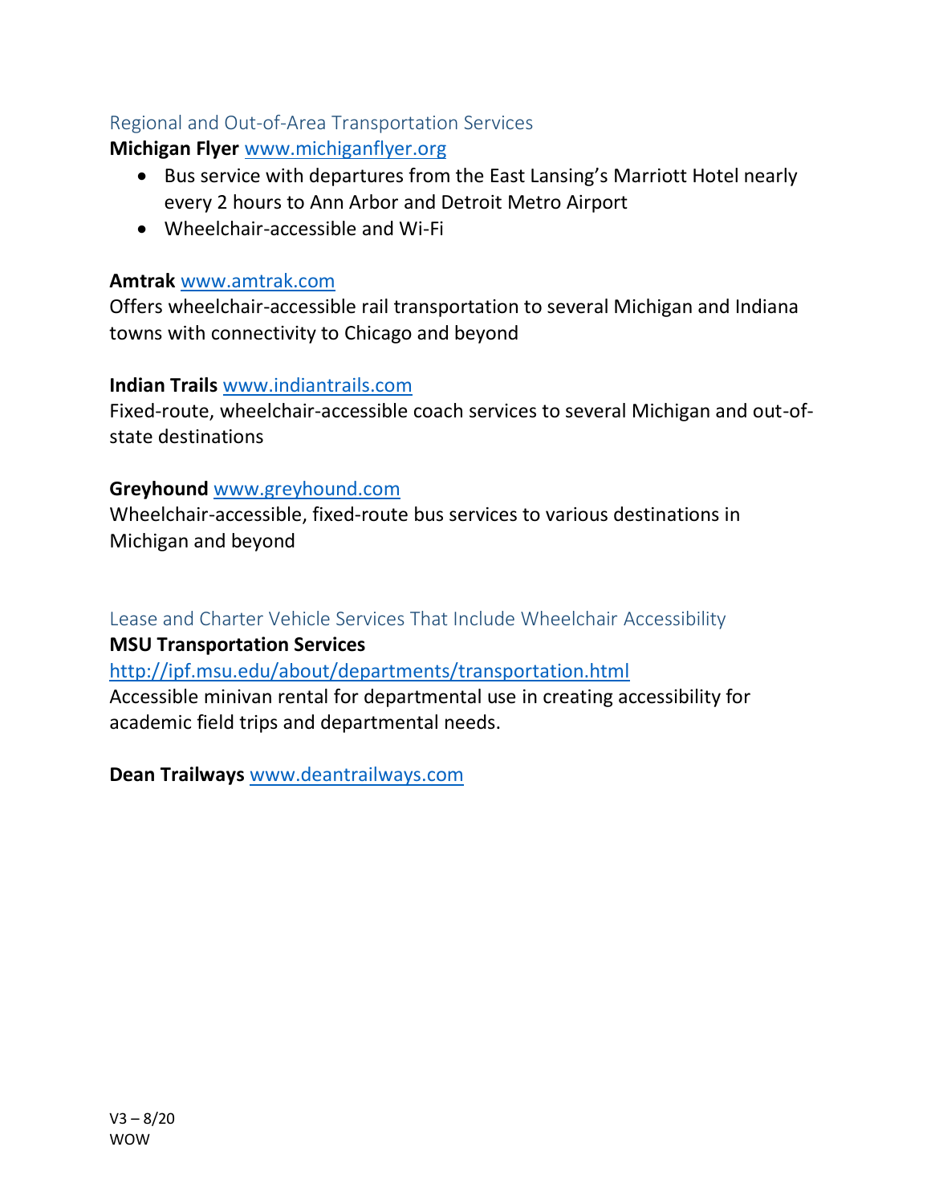## Regional and Out-of-Area Transportation Services

**Michigan Flyer** [www.michiganflyer.org](http://www.michiganflyer.org)

- Bus service with departures from the East Lansing's Marriott Hotel nearly every 2 hours to Ann Arbor and Detroit Metro Airport
- Wheelchair-accessible and Wi-Fi

**Amtrak** [www.amtrak.com](http://www.amtrak.com)

Offers wheelchair-accessible rail transportation to several Michigan and Indiana towns with connectivity to Chicago and beyond

**Indian Trails** [www.indiantrails.com](http://www.indiantrails.com)

Fixed-route, wheelchair-accessible coach services to several Michigan and out-of-state destinations

**Greyhound** [www.greyhound.com](http://www.greyhound.com)

Wheelchair-accessible, fixed-route bus services to various destinations in Michigan and beyond

## Lease and Charter Vehicle Services That Include Wheelchair Accessibility

**MSU Transportation Services**

[http://ipf.msu.edu/about/departments/transportation.html](http://ipf.msu.edu/about/departments/transportation.html)

Accessible minivan rental for departmental use in creating accessibility for academic field trips and departmental needs.

**Dean Trailways** [www.deantrailways.com](http://www.deantrailways.com)

V3 – 8/20
WOW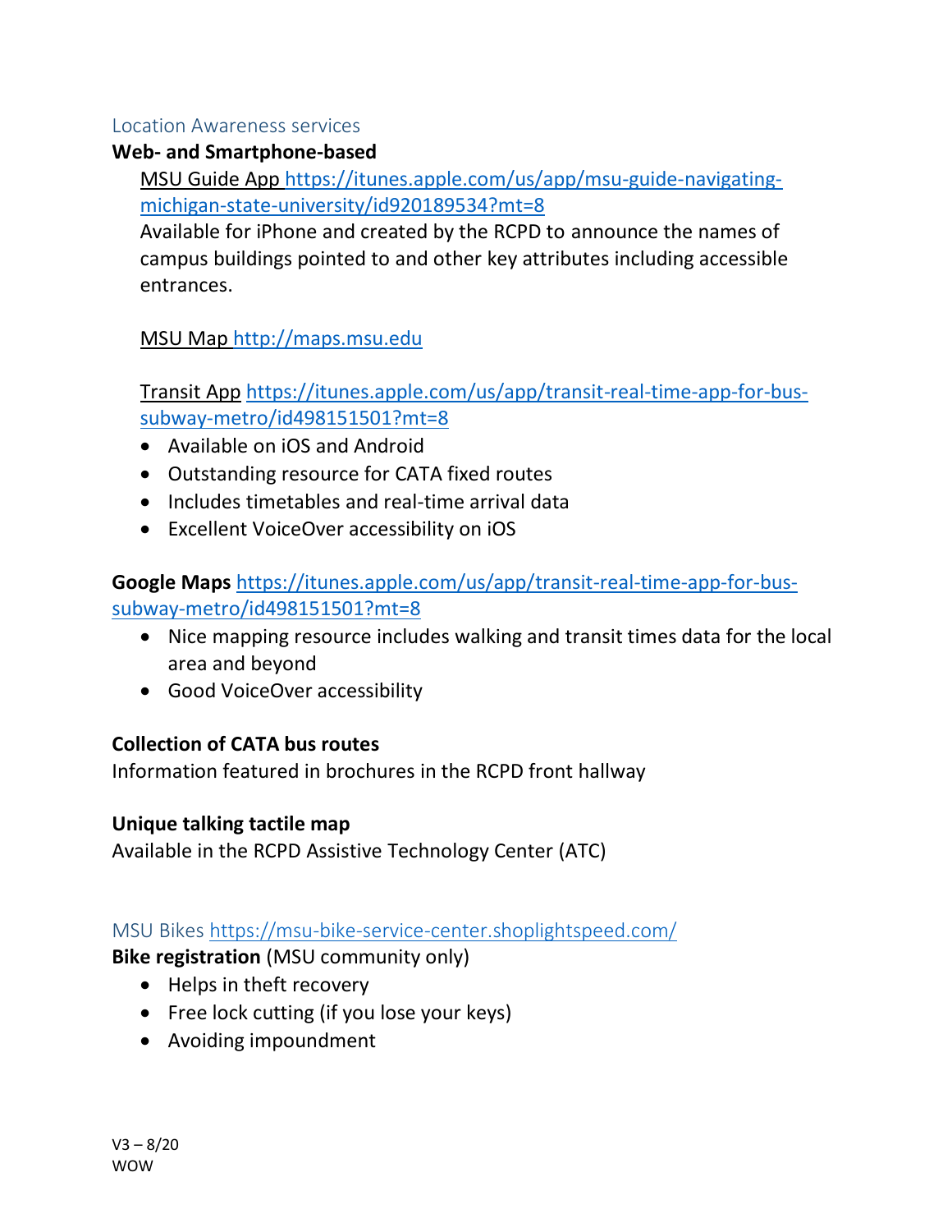## Location Awareness services

**Web- and Smartphone-based**

MSU Guide App https://itunes.apple.com/us/app/msu-guide-navigating-michigan-state-university/id920189534?mt=8
Available for iPhone and created by the RCPD to announce the names of campus buildings pointed to and other key attributes including accessible entrances.

MSU Map http://maps.msu.edu

Transit App https://itunes.apple.com/us/app/transit-real-time-app-for-bus-subway-metro/id498151501?mt=8

- Available on iOS and Android
- Outstanding resource for CATA fixed routes
- Includes timetables and real-time arrival data
- Excellent VoiceOver accessibility on iOS

**Google Maps** https://itunes.apple.com/us/app/transit-real-time-app-for-bus-subway-metro/id498151501?mt=8

- Nice mapping resource includes walking and transit times data for the local area and beyond
- Good VoiceOver accessibility

**Collection of CATA bus routes**
Information featured in brochures in the RCPD front hallway

**Unique talking tactile map**
Available in the RCPD Assistive Technology Center (ATC)

## MSU Bikes https://msu-bike-service-center.shoplightspeed.com/

**Bike registration** (MSU community only)

- Helps in theft recovery
- Free lock cutting (if you lose your keys)
- Avoiding impoundment

V3 – 8/20
WOW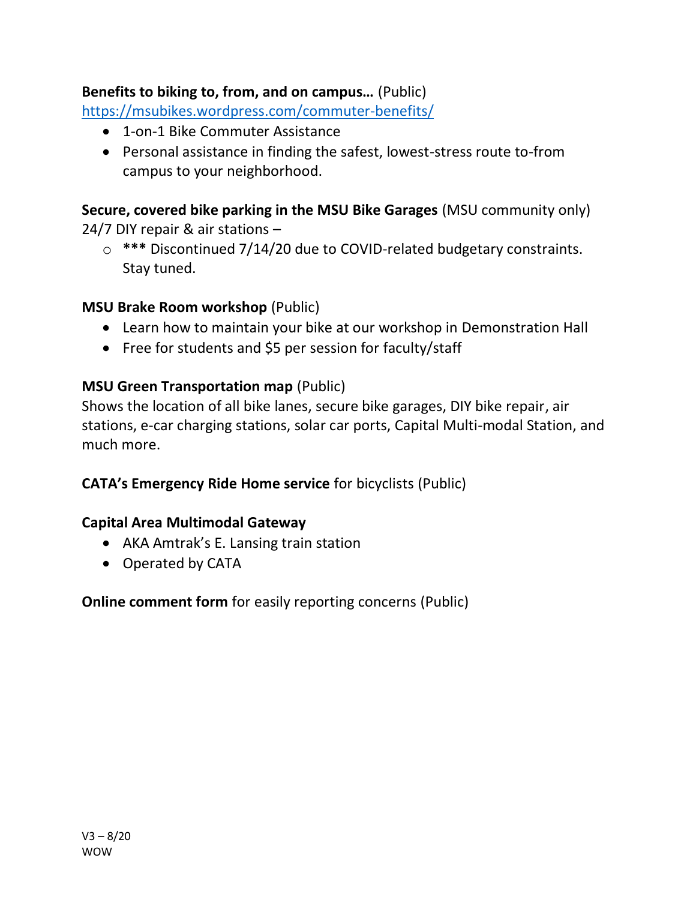**Benefits to biking to, from, and on campus…** (Public)
https://msubikes.wordpress.com/commuter-benefits/

- 1-on-1 Bike Commuter Assistance
- Personal assistance in finding the safest, lowest-stress route to-from campus to your neighborhood.

**Secure, covered bike parking in the MSU Bike Garages** (MSU community only)
24/7 DIY repair & air stations –

- **\*\*\*** Discontinued 7/14/20 due to COVID-related budgetary constraints. Stay tuned.

**MSU Brake Room workshop** (Public)

- Learn how to maintain your bike at our workshop in Demonstration Hall
- Free for students and $5 per session for faculty/staff

**MSU Green Transportation map** (Public)
Shows the location of all bike lanes, secure bike garages, DIY bike repair, air stations, e-car charging stations, solar car ports, Capital Multi-modal Station, and much more.

**CATA's Emergency Ride Home service** for bicyclists (Public)

**Capital Area Multimodal Gateway**

- AKA Amtrak's E. Lansing train station
- Operated by CATA

**Online comment form** for easily reporting concerns (Public)

V3 – 8/20
WOW